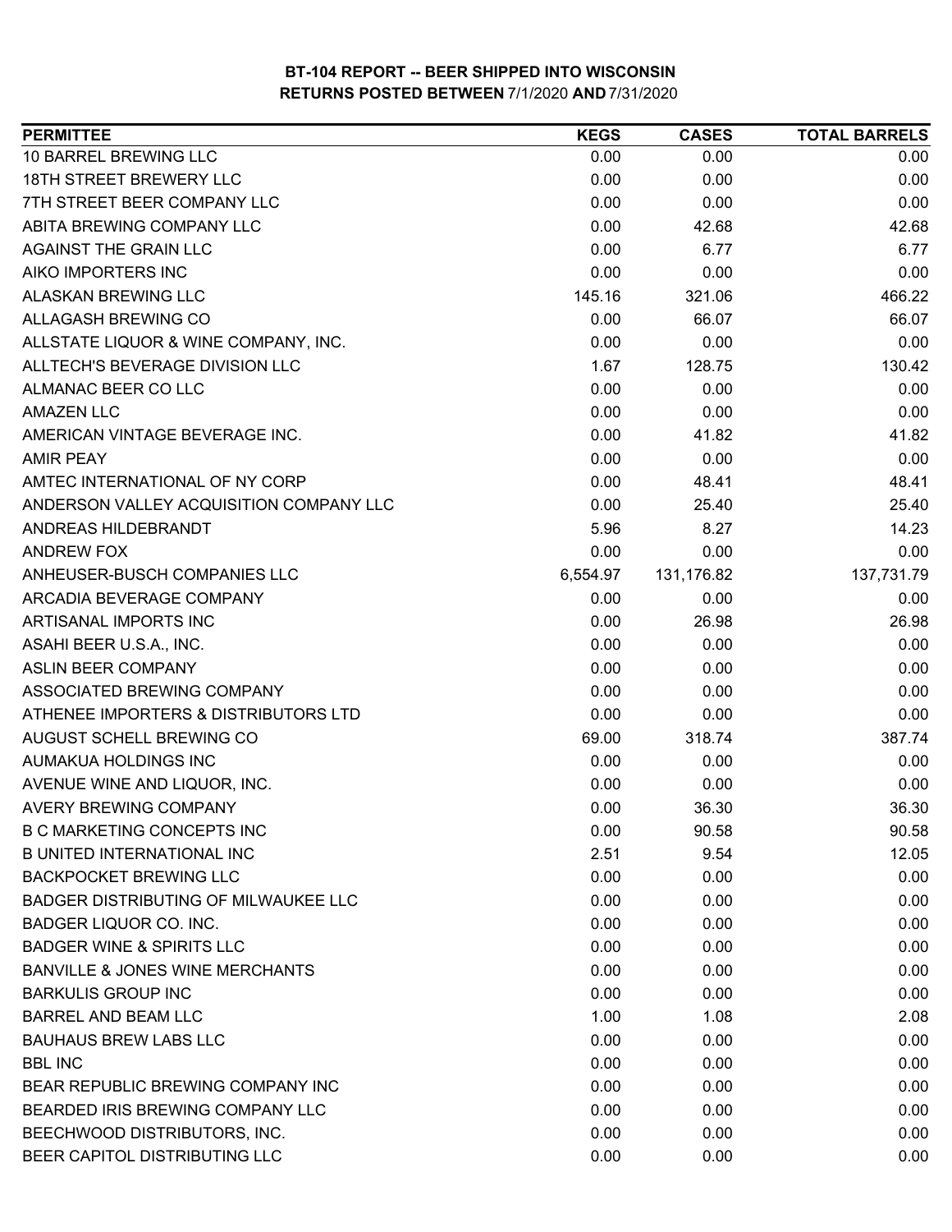# BT-104 REPORT -- BEER SHIPPED INTO WISCONSIN

## RETURNS POSTED BETWEEN 7/1/2020 AND 7/31/2020

| PERMITTEE | KEGS | CASES | TOTAL BARRELS |
|---|---|---|---|
| 10 BARREL BREWING LLC | 0.00 | 0.00 | 0.00 |
| 18TH STREET BREWERY LLC | 0.00 | 0.00 | 0.00 |
| 7TH STREET BEER COMPANY LLC | 0.00 | 0.00 | 0.00 |
| ABITA BREWING COMPANY LLC | 0.00 | 42.68 | 42.68 |
| AGAINST THE GRAIN LLC | 0.00 | 6.77 | 6.77 |
| AIKO IMPORTERS INC | 0.00 | 0.00 | 0.00 |
| ALASKAN BREWING LLC | 145.16 | 321.06 | 466.22 |
| ALLAGASH BREWING CO | 0.00 | 66.07 | 66.07 |
| ALLSTATE LIQUOR & WINE COMPANY, INC. | 0.00 | 0.00 | 0.00 |
| ALLTECH'S BEVERAGE DIVISION LLC | 1.67 | 128.75 | 130.42 |
| ALMANAC BEER CO LLC | 0.00 | 0.00 | 0.00 |
| AMAZEN LLC | 0.00 | 0.00 | 0.00 |
| AMERICAN VINTAGE BEVERAGE INC. | 0.00 | 41.82 | 41.82 |
| AMIR PEAY | 0.00 | 0.00 | 0.00 |
| AMTEC INTERNATIONAL OF NY CORP | 0.00 | 48.41 | 48.41 |
| ANDERSON VALLEY ACQUISITION COMPANY LLC | 0.00 | 25.40 | 25.40 |
| ANDREAS HILDEBRANDT | 5.96 | 8.27 | 14.23 |
| ANDREW FOX | 0.00 | 0.00 | 0.00 |
| ANHEUSER-BUSCH COMPANIES LLC | 6,554.97 | 131,176.82 | 137,731.79 |
| ARCADIA BEVERAGE COMPANY | 0.00 | 0.00 | 0.00 |
| ARTISANAL IMPORTS INC | 0.00 | 26.98 | 26.98 |
| ASAHI BEER U.S.A., INC. | 0.00 | 0.00 | 0.00 |
| ASLIN BEER COMPANY | 0.00 | 0.00 | 0.00 |
| ASSOCIATED BREWING COMPANY | 0.00 | 0.00 | 0.00 |
| ATHENEE IMPORTERS & DISTRIBUTORS LTD | 0.00 | 0.00 | 0.00 |
| AUGUST SCHELL BREWING CO | 69.00 | 318.74 | 387.74 |
| AUMAKUA HOLDINGS INC | 0.00 | 0.00 | 0.00 |
| AVENUE WINE AND LIQUOR, INC. | 0.00 | 0.00 | 0.00 |
| AVERY BREWING COMPANY | 0.00 | 36.30 | 36.30 |
| B C MARKETING CONCEPTS INC | 0.00 | 90.58 | 90.58 |
| B UNITED INTERNATIONAL INC | 2.51 | 9.54 | 12.05 |
| BACKPOCKET BREWING LLC | 0.00 | 0.00 | 0.00 |
| BADGER DISTRIBUTING OF MILWAUKEE LLC | 0.00 | 0.00 | 0.00 |
| BADGER LIQUOR CO. INC. | 0.00 | 0.00 | 0.00 |
| BADGER WINE & SPIRITS LLC | 0.00 | 0.00 | 0.00 |
| BANVILLE & JONES WINE MERCHANTS | 0.00 | 0.00 | 0.00 |
| BARKULIS GROUP INC | 0.00 | 0.00 | 0.00 |
| BARREL AND BEAM LLC | 1.00 | 1.08 | 2.08 |
| BAUHAUS BREW LABS LLC | 0.00 | 0.00 | 0.00 |
| BBL INC | 0.00 | 0.00 | 0.00 |
| BEAR REPUBLIC BREWING COMPANY INC | 0.00 | 0.00 | 0.00 |
| BEARDED IRIS BREWING COMPANY LLC | 0.00 | 0.00 | 0.00 |
| BEECHWOOD DISTRIBUTORS, INC. | 0.00 | 0.00 | 0.00 |
| BEER CAPITOL DISTRIBUTING LLC | 0.00 | 0.00 | 0.00 |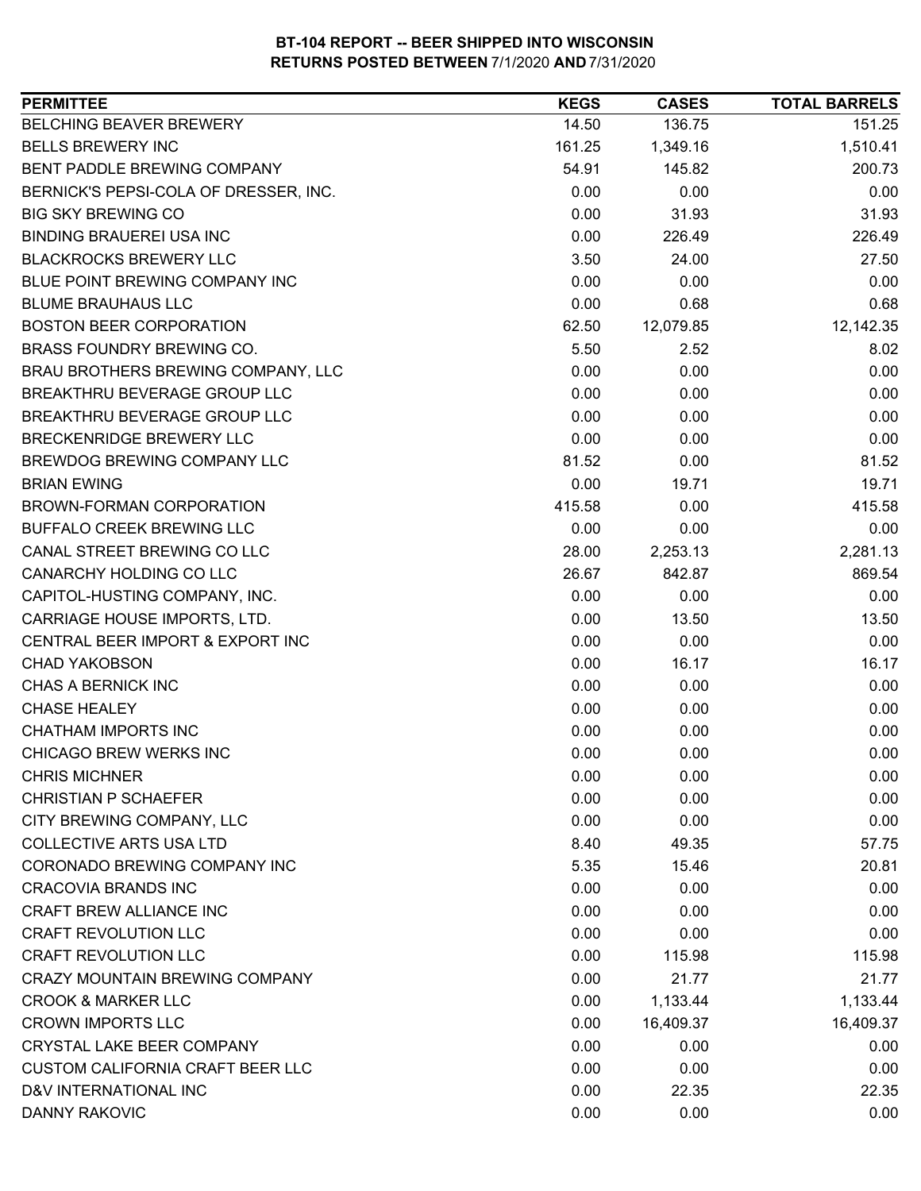# BT-104 REPORT -- BEER SHIPPED INTO WISCONSIN
## RETURNS POSTED BETWEEN 7/1/2020 AND 7/31/2020

| PERMITTEE | KEGS | CASES | TOTAL BARRELS |
|---|---|---|---|
| BELCHING BEAVER BREWERY | 14.50 | 136.75 | 151.25 |
| BELLS BREWERY INC | 161.25 | 1,349.16 | 1,510.41 |
| BENT PADDLE BREWING COMPANY | 54.91 | 145.82 | 200.73 |
| BERNICK'S PEPSI-COLA OF DRESSER, INC. | 0.00 | 0.00 | 0.00 |
| BIG SKY BREWING CO | 0.00 | 31.93 | 31.93 |
| BINDING BRAUEREI USA INC | 0.00 | 226.49 | 226.49 |
| BLACKROCKS BREWERY LLC | 3.50 | 24.00 | 27.50 |
| BLUE POINT BREWING COMPANY INC | 0.00 | 0.00 | 0.00 |
| BLUME BRAUHAUS LLC | 0.00 | 0.68 | 0.68 |
| BOSTON BEER CORPORATION | 62.50 | 12,079.85 | 12,142.35 |
| BRASS FOUNDRY BREWING CO. | 5.50 | 2.52 | 8.02 |
| BRAU BROTHERS BREWING COMPANY, LLC | 0.00 | 0.00 | 0.00 |
| BREAKTHRU BEVERAGE GROUP LLC | 0.00 | 0.00 | 0.00 |
| BREAKTHRU BEVERAGE GROUP LLC | 0.00 | 0.00 | 0.00 |
| BRECKENRIDGE BREWERY LLC | 0.00 | 0.00 | 0.00 |
| BREWDOG BREWING COMPANY LLC | 81.52 | 0.00 | 81.52 |
| BRIAN EWING | 0.00 | 19.71 | 19.71 |
| BROWN-FORMAN CORPORATION | 415.58 | 0.00 | 415.58 |
| BUFFALO CREEK BREWING LLC | 0.00 | 0.00 | 0.00 |
| CANAL STREET BREWING CO LLC | 28.00 | 2,253.13 | 2,281.13 |
| CANARCHY HOLDING CO LLC | 26.67 | 842.87 | 869.54 |
| CAPITOL-HUSTING COMPANY, INC. | 0.00 | 0.00 | 0.00 |
| CARRIAGE HOUSE IMPORTS, LTD. | 0.00 | 13.50 | 13.50 |
| CENTRAL BEER IMPORT & EXPORT INC | 0.00 | 0.00 | 0.00 |
| CHAD YAKOBSON | 0.00 | 16.17 | 16.17 |
| CHAS A BERNICK INC | 0.00 | 0.00 | 0.00 |
| CHASE HEALEY | 0.00 | 0.00 | 0.00 |
| CHATHAM IMPORTS INC | 0.00 | 0.00 | 0.00 |
| CHICAGO BREW WERKS INC | 0.00 | 0.00 | 0.00 |
| CHRIS MICHNER | 0.00 | 0.00 | 0.00 |
| CHRISTIAN P SCHAEFER | 0.00 | 0.00 | 0.00 |
| CITY BREWING COMPANY, LLC | 0.00 | 0.00 | 0.00 |
| COLLECTIVE ARTS USA LTD | 8.40 | 49.35 | 57.75 |
| CORONADO BREWING COMPANY INC | 5.35 | 15.46 | 20.81 |
| CRACOVIA BRANDS INC | 0.00 | 0.00 | 0.00 |
| CRAFT BREW ALLIANCE INC | 0.00 | 0.00 | 0.00 |
| CRAFT REVOLUTION LLC | 0.00 | 0.00 | 0.00 |
| CRAFT REVOLUTION LLC | 0.00 | 115.98 | 115.98 |
| CRAZY MOUNTAIN BREWING COMPANY | 0.00 | 21.77 | 21.77 |
| CROOK & MARKER LLC | 0.00 | 1,133.44 | 1,133.44 |
| CROWN IMPORTS LLC | 0.00 | 16,409.37 | 16,409.37 |
| CRYSTAL LAKE BEER COMPANY | 0.00 | 0.00 | 0.00 |
| CUSTOM CALIFORNIA CRAFT BEER LLC | 0.00 | 0.00 | 0.00 |
| D&V INTERNATIONAL INC | 0.00 | 22.35 | 22.35 |
| DANNY RAKOVIC | 0.00 | 0.00 | 0.00 |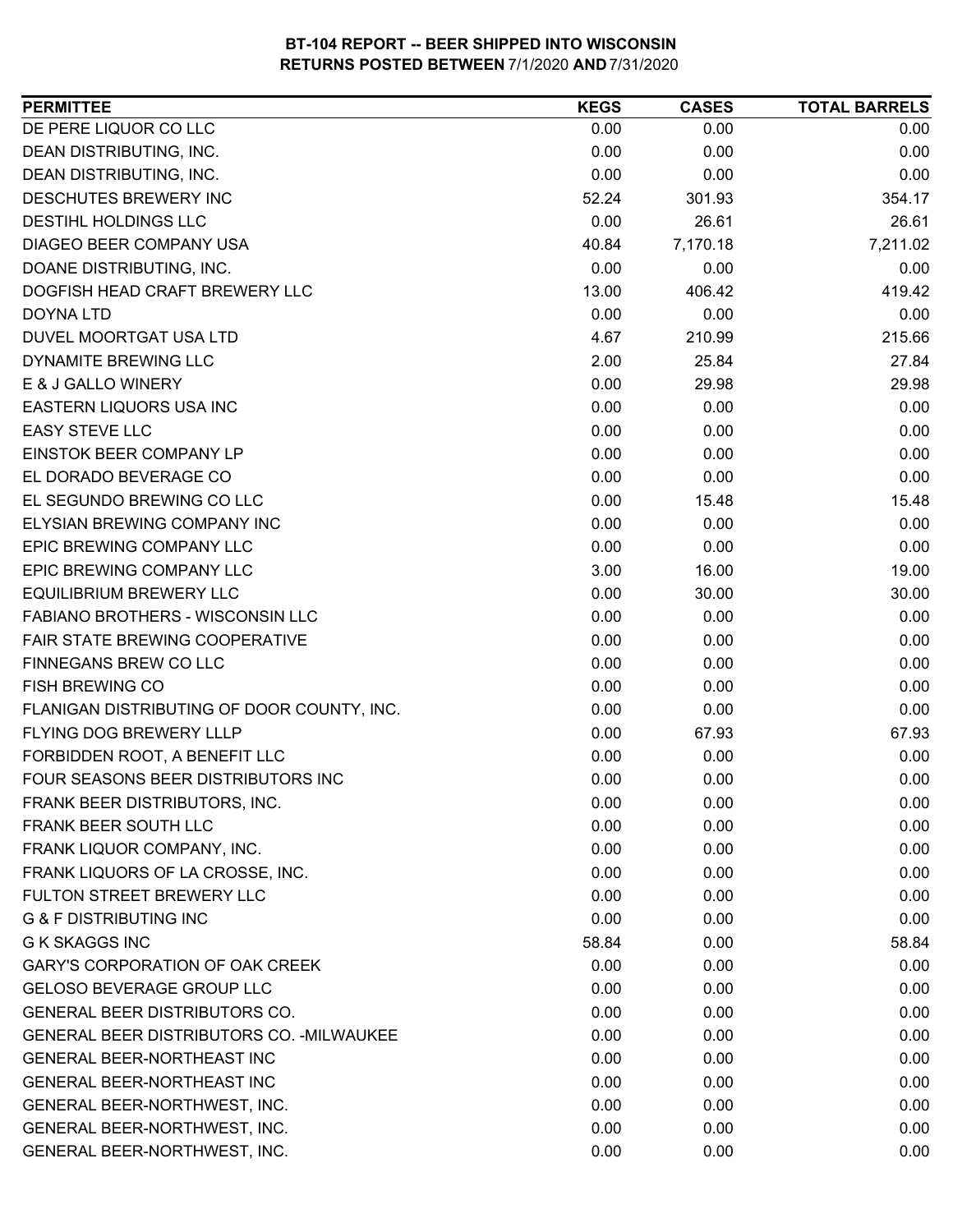# BT-104 REPORT -- BEER SHIPPED INTO WISCONSIN
## RETURNS POSTED BETWEEN 7/1/2020 AND 7/31/2020

| PERMITTEE | KEGS | CASES | TOTAL BARRELS |
|---|---|---|---|
| DE PERE LIQUOR CO LLC | 0.00 | 0.00 | 0.00 |
| DEAN DISTRIBUTING, INC. | 0.00 | 0.00 | 0.00 |
| DEAN DISTRIBUTING, INC. | 0.00 | 0.00 | 0.00 |
| DESCHUTES BREWERY INC | 52.24 | 301.93 | 354.17 |
| DESTIHL HOLDINGS LLC | 0.00 | 26.61 | 26.61 |
| DIAGEO BEER COMPANY USA | 40.84 | 7,170.18 | 7,211.02 |
| DOANE DISTRIBUTING, INC. | 0.00 | 0.00 | 0.00 |
| DOGFISH HEAD CRAFT BREWERY LLC | 13.00 | 406.42 | 419.42 |
| DOYNA LTD | 0.00 | 0.00 | 0.00 |
| DUVEL MOORTGAT USA LTD | 4.67 | 210.99 | 215.66 |
| DYNAMITE BREWING LLC | 2.00 | 25.84 | 27.84 |
| E & J GALLO WINERY | 0.00 | 29.98 | 29.98 |
| EASTERN LIQUORS USA INC | 0.00 | 0.00 | 0.00 |
| EASY STEVE LLC | 0.00 | 0.00 | 0.00 |
| EINSTOK BEER COMPANY LP | 0.00 | 0.00 | 0.00 |
| EL DORADO BEVERAGE CO | 0.00 | 0.00 | 0.00 |
| EL SEGUNDO BREWING CO LLC | 0.00 | 15.48 | 15.48 |
| ELYSIAN BREWING COMPANY INC | 0.00 | 0.00 | 0.00 |
| EPIC BREWING COMPANY LLC | 0.00 | 0.00 | 0.00 |
| EPIC BREWING COMPANY LLC | 3.00 | 16.00 | 19.00 |
| EQUILIBRIUM BREWERY LLC | 0.00 | 30.00 | 30.00 |
| FABIANO BROTHERS - WISCONSIN LLC | 0.00 | 0.00 | 0.00 |
| FAIR STATE BREWING COOPERATIVE | 0.00 | 0.00 | 0.00 |
| FINNEGANS BREW CO LLC | 0.00 | 0.00 | 0.00 |
| FISH BREWING CO | 0.00 | 0.00 | 0.00 |
| FLANIGAN DISTRIBUTING OF DOOR COUNTY, INC. | 0.00 | 0.00 | 0.00 |
| FLYING DOG BREWERY LLLP | 0.00 | 67.93 | 67.93 |
| FORBIDDEN ROOT, A BENEFIT LLC | 0.00 | 0.00 | 0.00 |
| FOUR SEASONS BEER DISTRIBUTORS INC | 0.00 | 0.00 | 0.00 |
| FRANK BEER DISTRIBUTORS, INC. | 0.00 | 0.00 | 0.00 |
| FRANK BEER SOUTH LLC | 0.00 | 0.00 | 0.00 |
| FRANK LIQUOR COMPANY, INC. | 0.00 | 0.00 | 0.00 |
| FRANK LIQUORS OF LA CROSSE, INC. | 0.00 | 0.00 | 0.00 |
| FULTON STREET BREWERY LLC | 0.00 | 0.00 | 0.00 |
| G & F DISTRIBUTING INC | 0.00 | 0.00 | 0.00 |
| G K SKAGGS INC | 58.84 | 0.00 | 58.84 |
| GARY'S CORPORATION OF OAK CREEK | 0.00 | 0.00 | 0.00 |
| GELOSO BEVERAGE GROUP LLC | 0.00 | 0.00 | 0.00 |
| GENERAL BEER DISTRIBUTORS CO. | 0.00 | 0.00 | 0.00 |
| GENERAL BEER DISTRIBUTORS CO. -MILWAUKEE | 0.00 | 0.00 | 0.00 |
| GENERAL BEER-NORTHEAST INC | 0.00 | 0.00 | 0.00 |
| GENERAL BEER-NORTHEAST INC | 0.00 | 0.00 | 0.00 |
| GENERAL BEER-NORTHWEST, INC. | 0.00 | 0.00 | 0.00 |
| GENERAL BEER-NORTHWEST, INC. | 0.00 | 0.00 | 0.00 |
| GENERAL BEER-NORTHWEST, INC. | 0.00 | 0.00 | 0.00 |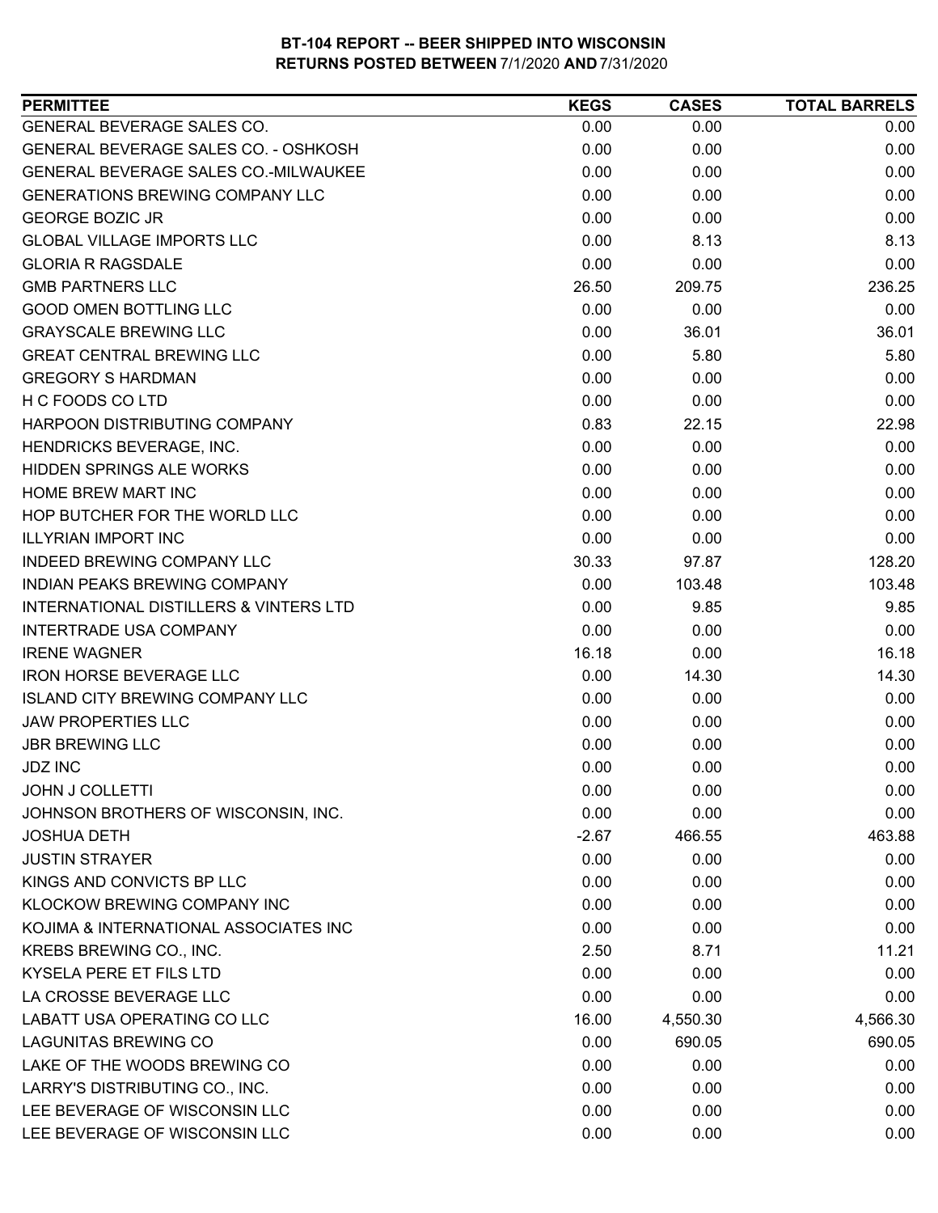**BT-104 REPORT -- BEER SHIPPED INTO WISCONSIN**
**RETURNS POSTED BETWEEN 7/1/2020 AND 7/31/2020**

| PERMITTEE | KEGS | CASES | TOTAL BARRELS |
|---|---|---|---|
| GENERAL BEVERAGE SALES CO. | 0.00 | 0.00 | 0.00 |
| GENERAL BEVERAGE SALES CO. - OSHKOSH | 0.00 | 0.00 | 0.00 |
| GENERAL BEVERAGE SALES CO.-MILWAUKEE | 0.00 | 0.00 | 0.00 |
| GENERATIONS BREWING COMPANY LLC | 0.00 | 0.00 | 0.00 |
| GEORGE BOZIC JR | 0.00 | 0.00 | 0.00 |
| GLOBAL VILLAGE IMPORTS LLC | 0.00 | 8.13 | 8.13 |
| GLORIA R RAGSDALE | 0.00 | 0.00 | 0.00 |
| GMB PARTNERS LLC | 26.50 | 209.75 | 236.25 |
| GOOD OMEN BOTTLING LLC | 0.00 | 0.00 | 0.00 |
| GRAYSCALE BREWING LLC | 0.00 | 36.01 | 36.01 |
| GREAT CENTRAL BREWING LLC | 0.00 | 5.80 | 5.80 |
| GREGORY S HARDMAN | 0.00 | 0.00 | 0.00 |
| H C FOODS CO LTD | 0.00 | 0.00 | 0.00 |
| HARPOON DISTRIBUTING COMPANY | 0.83 | 22.15 | 22.98 |
| HENDRICKS BEVERAGE, INC. | 0.00 | 0.00 | 0.00 |
| HIDDEN SPRINGS ALE WORKS | 0.00 | 0.00 | 0.00 |
| HOME BREW MART INC | 0.00 | 0.00 | 0.00 |
| HOP BUTCHER FOR THE WORLD LLC | 0.00 | 0.00 | 0.00 |
| ILLYRIAN IMPORT INC | 0.00 | 0.00 | 0.00 |
| INDEED BREWING COMPANY LLC | 30.33 | 97.87 | 128.20 |
| INDIAN PEAKS BREWING COMPANY | 0.00 | 103.48 | 103.48 |
| INTERNATIONAL DISTILLERS & VINTERS LTD | 0.00 | 9.85 | 9.85 |
| INTERTRADE USA COMPANY | 0.00 | 0.00 | 0.00 |
| IRENE WAGNER | 16.18 | 0.00 | 16.18 |
| IRON HORSE BEVERAGE LLC | 0.00 | 14.30 | 14.30 |
| ISLAND CITY BREWING COMPANY LLC | 0.00 | 0.00 | 0.00 |
| JAW PROPERTIES LLC | 0.00 | 0.00 | 0.00 |
| JBR BREWING LLC | 0.00 | 0.00 | 0.00 |
| JDZ INC | 0.00 | 0.00 | 0.00 |
| JOHN J COLLETTI | 0.00 | 0.00 | 0.00 |
| JOHNSON BROTHERS OF WISCONSIN, INC. | 0.00 | 0.00 | 0.00 |
| JOSHUA DETH | -2.67 | 466.55 | 463.88 |
| JUSTIN STRAYER | 0.00 | 0.00 | 0.00 |
| KINGS AND CONVICTS BP LLC | 0.00 | 0.00 | 0.00 |
| KLOCKOW BREWING COMPANY INC | 0.00 | 0.00 | 0.00 |
| KOJIMA & INTERNATIONAL ASSOCIATES INC | 0.00 | 0.00 | 0.00 |
| KREBS BREWING CO., INC. | 2.50 | 8.71 | 11.21 |
| KYSELA PERE ET FILS LTD | 0.00 | 0.00 | 0.00 |
| LA CROSSE BEVERAGE LLC | 0.00 | 0.00 | 0.00 |
| LABATT USA OPERATING CO LLC | 16.00 | 4,550.30 | 4,566.30 |
| LAGUNITAS BREWING CO | 0.00 | 690.05 | 690.05 |
| LAKE OF THE WOODS BREWING CO | 0.00 | 0.00 | 0.00 |
| LARRY'S DISTRIBUTING CO., INC. | 0.00 | 0.00 | 0.00 |
| LEE BEVERAGE OF WISCONSIN LLC | 0.00 | 0.00 | 0.00 |
| LEE BEVERAGE OF WISCONSIN LLC | 0.00 | 0.00 | 0.00 |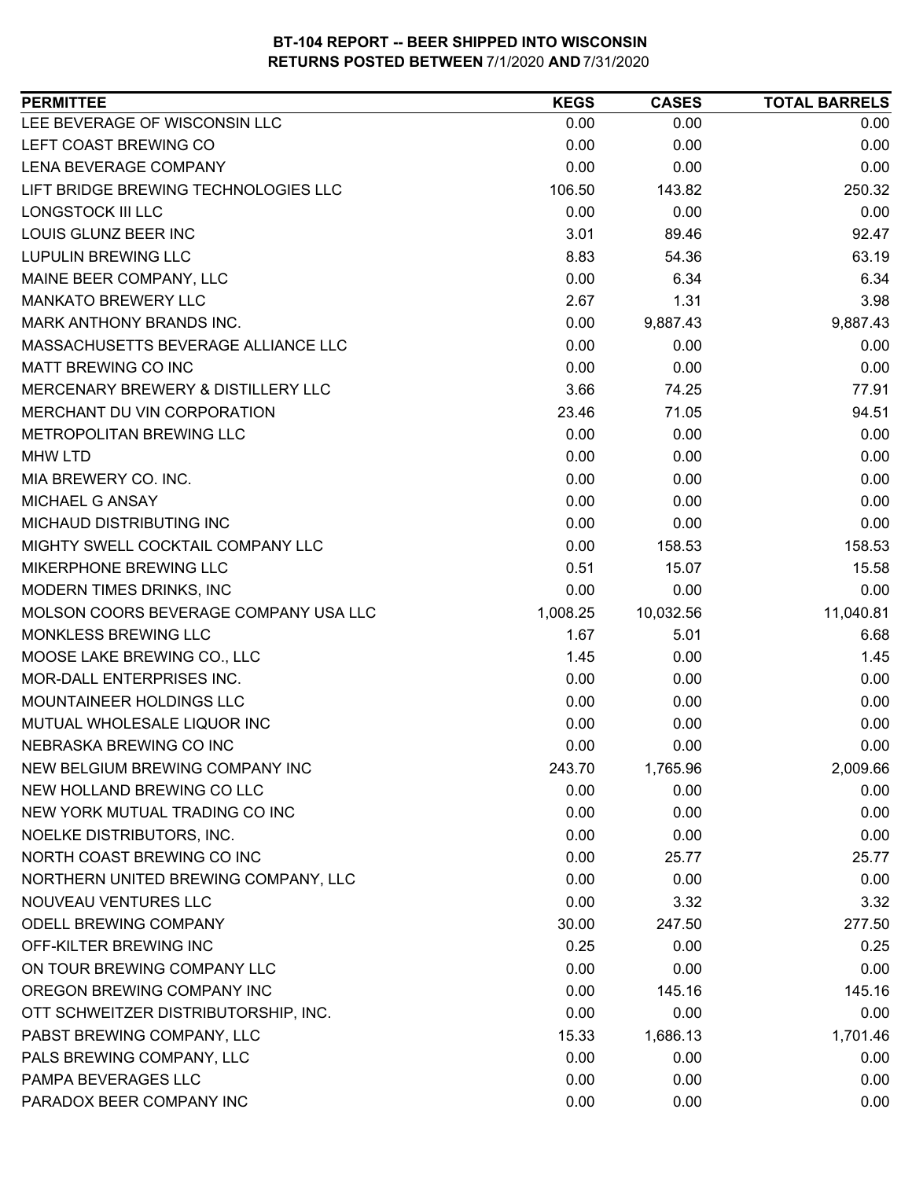**BT-104 REPORT -- BEER SHIPPED INTO WISCONSIN**
**RETURNS POSTED BETWEEN 7/1/2020 AND 7/31/2020**

| PERMITTEE | KEGS | CASES | TOTAL BARRELS |
|---|---|---|---|
| LEE BEVERAGE OF WISCONSIN LLC | 0.00 | 0.00 | 0.00 |
| LEFT COAST BREWING CO | 0.00 | 0.00 | 0.00 |
| LENA BEVERAGE COMPANY | 0.00 | 0.00 | 0.00 |
| LIFT BRIDGE BREWING TECHNOLOGIES LLC | 106.50 | 143.82 | 250.32 |
| LONGSTOCK III LLC | 0.00 | 0.00 | 0.00 |
| LOUIS GLUNZ BEER INC | 3.01 | 89.46 | 92.47 |
| LUPULIN BREWING LLC | 8.83 | 54.36 | 63.19 |
| MAINE BEER COMPANY, LLC | 0.00 | 6.34 | 6.34 |
| MANKATO BREWERY LLC | 2.67 | 1.31 | 3.98 |
| MARK ANTHONY BRANDS INC. | 0.00 | 9,887.43 | 9,887.43 |
| MASSACHUSETTS BEVERAGE ALLIANCE LLC | 0.00 | 0.00 | 0.00 |
| MATT BREWING CO INC | 0.00 | 0.00 | 0.00 |
| MERCENARY BREWERY & DISTILLERY LLC | 3.66 | 74.25 | 77.91 |
| MERCHANT DU VIN CORPORATION | 23.46 | 71.05 | 94.51 |
| METROPOLITAN BREWING LLC | 0.00 | 0.00 | 0.00 |
| MHW LTD | 0.00 | 0.00 | 0.00 |
| MIA BREWERY CO. INC. | 0.00 | 0.00 | 0.00 |
| MICHAEL G ANSAY | 0.00 | 0.00 | 0.00 |
| MICHAUD DISTRIBUTING INC | 0.00 | 0.00 | 0.00 |
| MIGHTY SWELL COCKTAIL COMPANY LLC | 0.00 | 158.53 | 158.53 |
| MIKERPHONE BREWING LLC | 0.51 | 15.07 | 15.58 |
| MODERN TIMES DRINKS, INC | 0.00 | 0.00 | 0.00 |
| MOLSON COORS BEVERAGE COMPANY USA LLC | 1,008.25 | 10,032.56 | 11,040.81 |
| MONKLESS BREWING LLC | 1.67 | 5.01 | 6.68 |
| MOOSE LAKE BREWING CO., LLC | 1.45 | 0.00 | 1.45 |
| MOR-DALL ENTERPRISES INC. | 0.00 | 0.00 | 0.00 |
| MOUNTAINEER HOLDINGS LLC | 0.00 | 0.00 | 0.00 |
| MUTUAL WHOLESALE LIQUOR INC | 0.00 | 0.00 | 0.00 |
| NEBRASKA BREWING CO INC | 0.00 | 0.00 | 0.00 |
| NEW BELGIUM BREWING COMPANY INC | 243.70 | 1,765.96 | 2,009.66 |
| NEW HOLLAND BREWING CO LLC | 0.00 | 0.00 | 0.00 |
| NEW YORK MUTUAL TRADING CO INC | 0.00 | 0.00 | 0.00 |
| NOELKE DISTRIBUTORS, INC. | 0.00 | 0.00 | 0.00 |
| NORTH COAST BREWING CO INC | 0.00 | 25.77 | 25.77 |
| NORTHERN UNITED BREWING COMPANY, LLC | 0.00 | 0.00 | 0.00 |
| NOUVEAU VENTURES LLC | 0.00 | 3.32 | 3.32 |
| ODELL BREWING COMPANY | 30.00 | 247.50 | 277.50 |
| OFF-KILTER BREWING INC | 0.25 | 0.00 | 0.25 |
| ON TOUR BREWING COMPANY LLC | 0.00 | 0.00 | 0.00 |
| OREGON BREWING COMPANY INC | 0.00 | 145.16 | 145.16 |
| OTT SCHWEITZER DISTRIBUTORSHIP, INC. | 0.00 | 0.00 | 0.00 |
| PABST BREWING COMPANY, LLC | 15.33 | 1,686.13 | 1,701.46 |
| PALS BREWING COMPANY, LLC | 0.00 | 0.00 | 0.00 |
| PAMPA BEVERAGES LLC | 0.00 | 0.00 | 0.00 |
| PARADOX BEER COMPANY INC | 0.00 | 0.00 | 0.00 |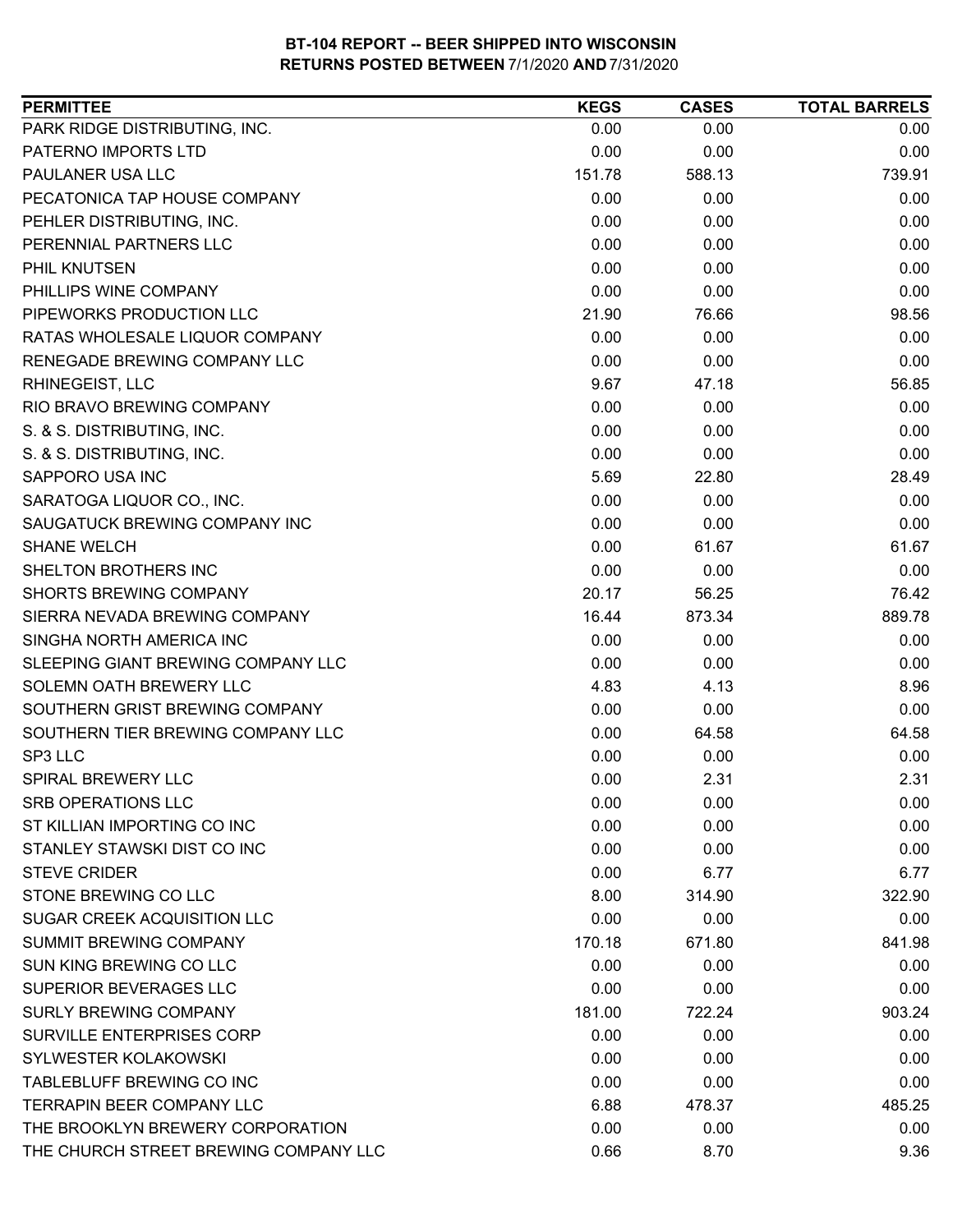# BT-104 REPORT -- BEER SHIPPED INTO WISCONSIN
## RETURNS POSTED BETWEEN 7/1/2020 AND 7/31/2020

| PERMITTEE | KEGS | CASES | TOTAL BARRELS |
|---|---|---|---|
| PARK RIDGE DISTRIBUTING, INC. | 0.00 | 0.00 | 0.00 |
| PATERNO IMPORTS LTD | 0.00 | 0.00 | 0.00 |
| PAULANER USA LLC | 151.78 | 588.13 | 739.91 |
| PECATONICA TAP HOUSE COMPANY | 0.00 | 0.00 | 0.00 |
| PEHLER DISTRIBUTING, INC. | 0.00 | 0.00 | 0.00 |
| PERENNIAL PARTNERS LLC | 0.00 | 0.00 | 0.00 |
| PHIL KNUTSEN | 0.00 | 0.00 | 0.00 |
| PHILLIPS WINE COMPANY | 0.00 | 0.00 | 0.00 |
| PIPEWORKS PRODUCTION LLC | 21.90 | 76.66 | 98.56 |
| RATAS WHOLESALE LIQUOR COMPANY | 0.00 | 0.00 | 0.00 |
| RENEGADE BREWING COMPANY LLC | 0.00 | 0.00 | 0.00 |
| RHINEGEIST, LLC | 9.67 | 47.18 | 56.85 |
| RIO BRAVO BREWING COMPANY | 0.00 | 0.00 | 0.00 |
| S. & S. DISTRIBUTING, INC. | 0.00 | 0.00 | 0.00 |
| S. & S. DISTRIBUTING, INC. | 0.00 | 0.00 | 0.00 |
| SAPPORO USA INC | 5.69 | 22.80 | 28.49 |
| SARATOGA LIQUOR CO., INC. | 0.00 | 0.00 | 0.00 |
| SAUGATUCK BREWING COMPANY INC | 0.00 | 0.00 | 0.00 |
| SHANE WELCH | 0.00 | 61.67 | 61.67 |
| SHELTON BROTHERS INC | 0.00 | 0.00 | 0.00 |
| SHORTS BREWING COMPANY | 20.17 | 56.25 | 76.42 |
| SIERRA NEVADA BREWING COMPANY | 16.44 | 873.34 | 889.78 |
| SINGHA NORTH AMERICA INC | 0.00 | 0.00 | 0.00 |
| SLEEPING GIANT BREWING COMPANY LLC | 0.00 | 0.00 | 0.00 |
| SOLEMN OATH BREWERY LLC | 4.83 | 4.13 | 8.96 |
| SOUTHERN GRIST BREWING COMPANY | 0.00 | 0.00 | 0.00 |
| SOUTHERN TIER BREWING COMPANY LLC | 0.00 | 64.58 | 64.58 |
| SP3 LLC | 0.00 | 0.00 | 0.00 |
| SPIRAL BREWERY LLC | 0.00 | 2.31 | 2.31 |
| SRB OPERATIONS LLC | 0.00 | 0.00 | 0.00 |
| ST KILLIAN IMPORTING CO INC | 0.00 | 0.00 | 0.00 |
| STANLEY STAWSKI DIST CO INC | 0.00 | 0.00 | 0.00 |
| STEVE CRIDER | 0.00 | 6.77 | 6.77 |
| STONE BREWING CO LLC | 8.00 | 314.90 | 322.90 |
| SUGAR CREEK ACQUISITION LLC | 0.00 | 0.00 | 0.00 |
| SUMMIT BREWING COMPANY | 170.18 | 671.80 | 841.98 |
| SUN KING BREWING CO LLC | 0.00 | 0.00 | 0.00 |
| SUPERIOR BEVERAGES LLC | 0.00 | 0.00 | 0.00 |
| SURLY BREWING COMPANY | 181.00 | 722.24 | 903.24 |
| SURVILLE ENTERPRISES CORP | 0.00 | 0.00 | 0.00 |
| SYLWESTER KOLAKOWSKI | 0.00 | 0.00 | 0.00 |
| TABLEBLUFF BREWING CO INC | 0.00 | 0.00 | 0.00 |
| TERRAPIN BEER COMPANY LLC | 6.88 | 478.37 | 485.25 |
| THE BROOKLYN BREWERY CORPORATION | 0.00 | 0.00 | 0.00 |
| THE CHURCH STREET BREWING COMPANY LLC | 0.66 | 8.70 | 9.36 |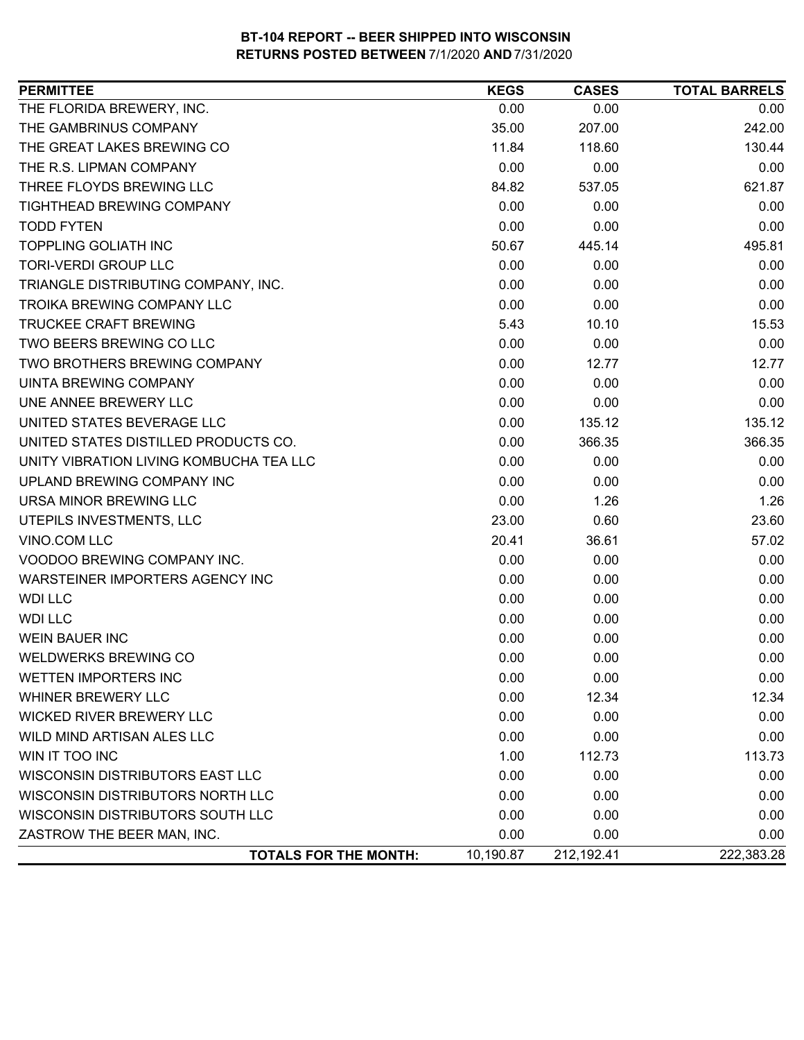# BT-104 REPORT -- BEER SHIPPED INTO WISCONSIN
## RETURNS POSTED BETWEEN 7/1/2020 AND 7/31/2020

| PERMITTEE | KEGS | CASES | TOTAL BARRELS |
|---|---|---|---|
| THE FLORIDA BREWERY, INC. | 0.00 | 0.00 | 0.00 |
| THE GAMBRINUS COMPANY | 35.00 | 207.00 | 242.00 |
| THE GREAT LAKES BREWING CO | 11.84 | 118.60 | 130.44 |
| THE R.S. LIPMAN COMPANY | 0.00 | 0.00 | 0.00 |
| THREE FLOYDS BREWING LLC | 84.82 | 537.05 | 621.87 |
| TIGHTHEAD BREWING COMPANY | 0.00 | 0.00 | 0.00 |
| TODD FYTEN | 0.00 | 0.00 | 0.00 |
| TOPPLING GOLIATH INC | 50.67 | 445.14 | 495.81 |
| TORI-VERDI GROUP LLC | 0.00 | 0.00 | 0.00 |
| TRIANGLE DISTRIBUTING COMPANY, INC. | 0.00 | 0.00 | 0.00 |
| TROIKA BREWING COMPANY LLC | 0.00 | 0.00 | 0.00 |
| TRUCKEE CRAFT BREWING | 5.43 | 10.10 | 15.53 |
| TWO BEERS BREWING CO LLC | 0.00 | 0.00 | 0.00 |
| TWO BROTHERS BREWING COMPANY | 0.00 | 12.77 | 12.77 |
| UINTA BREWING COMPANY | 0.00 | 0.00 | 0.00 |
| UNE ANNEE BREWERY LLC | 0.00 | 0.00 | 0.00 |
| UNITED STATES BEVERAGE LLC | 0.00 | 135.12 | 135.12 |
| UNITED STATES DISTILLED PRODUCTS CO. | 0.00 | 366.35 | 366.35 |
| UNITY VIBRATION LIVING KOMBUCHA TEA LLC | 0.00 | 0.00 | 0.00 |
| UPLAND BREWING COMPANY INC | 0.00 | 0.00 | 0.00 |
| URSA MINOR BREWING LLC | 0.00 | 1.26 | 1.26 |
| UTEPILS INVESTMENTS, LLC | 23.00 | 0.60 | 23.60 |
| VINO.COM LLC | 20.41 | 36.61 | 57.02 |
| VOODOO BREWING COMPANY INC. | 0.00 | 0.00 | 0.00 |
| WARSTEINER IMPORTERS AGENCY INC | 0.00 | 0.00 | 0.00 |
| WDI LLC | 0.00 | 0.00 | 0.00 |
| WDI LLC | 0.00 | 0.00 | 0.00 |
| WEIN BAUER INC | 0.00 | 0.00 | 0.00 |
| WELDWERKS BREWING CO | 0.00 | 0.00 | 0.00 |
| WETTEN IMPORTERS INC | 0.00 | 0.00 | 0.00 |
| WHINER BREWERY LLC | 0.00 | 12.34 | 12.34 |
| WICKED RIVER BREWERY LLC | 0.00 | 0.00 | 0.00 |
| WILD MIND ARTISAN ALES LLC | 0.00 | 0.00 | 0.00 |
| WIN IT TOO INC | 1.00 | 112.73 | 113.73 |
| WISCONSIN DISTRIBUTORS EAST LLC | 0.00 | 0.00 | 0.00 |
| WISCONSIN DISTRIBUTORS NORTH LLC | 0.00 | 0.00 | 0.00 |
| WISCONSIN DISTRIBUTORS SOUTH LLC | 0.00 | 0.00 | 0.00 |
| ZASTROW THE BEER MAN, INC. | 0.00 | 0.00 | 0.00 |
| **TOTALS FOR THE MONTH:** | 10,190.87 | 212,192.41 | 222,383.28 |